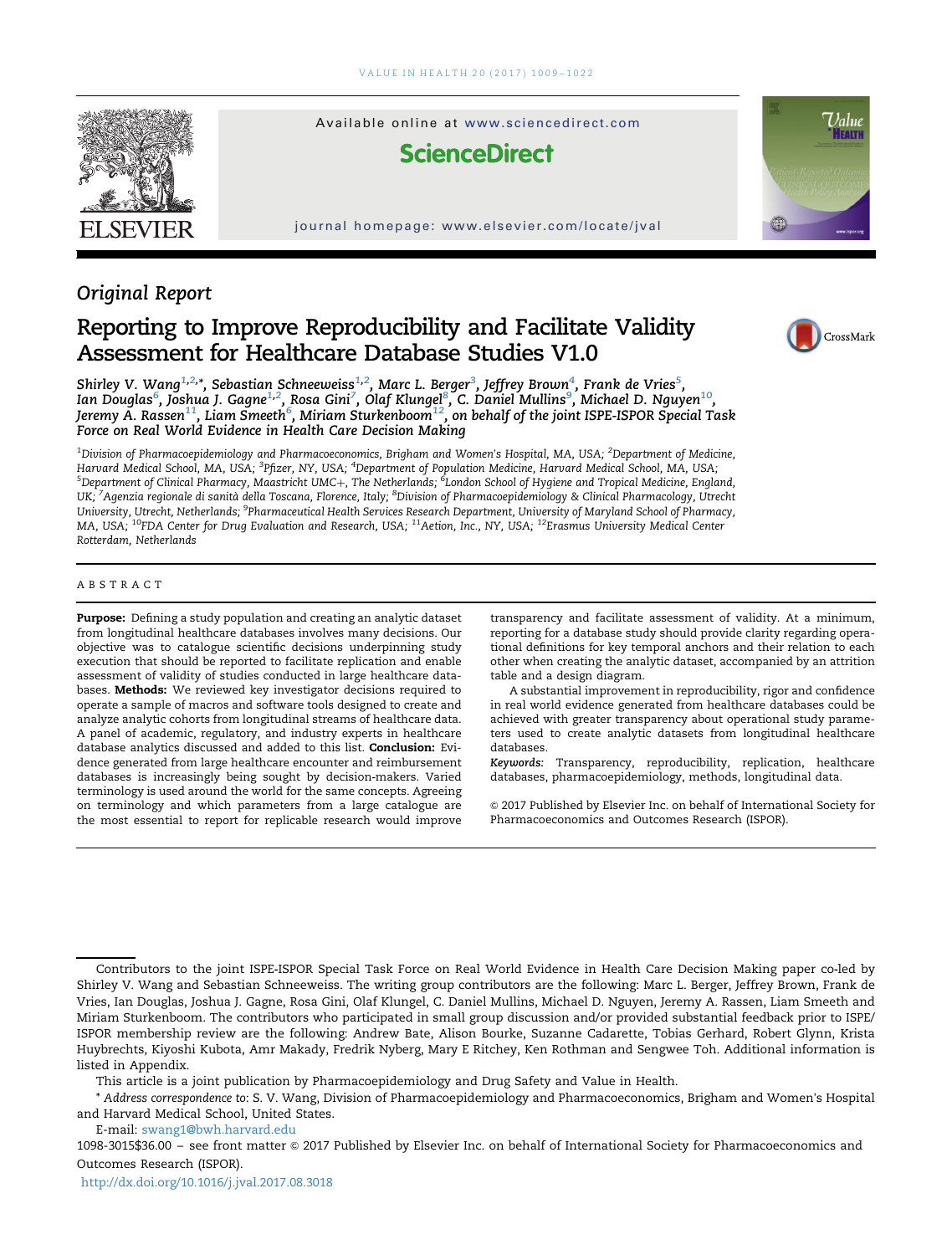Available online at www.sciencedirect.com

ScienceDirect

journal homepage: www.elsevier.com/locate/jval

*Original Report*

# Reporting to Improve Reproducibility and Facilitate Validity Assessment for Healthcare Database Studies V1.0

*Shirley V. Wang[1,2,*], Sebastian Schneeweiss[1,2], Marc L. Berger[3], Jeffrey Brown[4], Frank de Vries[5], Ian Douglas[6], Joshua J. Gagne[1,2], Rosa Gini[7], Olaf Klungel[8], C. Daniel Mullins[9], Michael D. Nguyen[10], Jeremy A. Rassen[11], Liam Smeeth[6], Miriam Sturkenboom[12], on behalf of the joint ISPE-ISPOR Special Task Force on Real World Evidence in Health Care Decision Making*

[1]Division of Pharmacoepidemiology and Pharmacoeconomics, Brigham and Women's Hospital, MA, USA; [2]Department of Medicine, Harvard Medical School, MA, USA; [3]Pfizer, NY, USA; [4]Department of Population Medicine, Harvard Medical School, MA, USA; [5]Department of Clinical Pharmacy, Maastricht UMC+, The Netherlands; [6]London School of Hygiene and Tropical Medicine, England, UK; [7]Agenzia regionale di sanità della Toscana, Florence, Italy; [8]Division of Pharmacoepidemiology & Clinical Pharmacology, Utrecht University, Utrecht, Netherlands; [9]Pharmaceutical Health Services Research Department, University of Maryland School of Pharmacy, MA, USA; [10]FDA Center for Drug Evaluation and Research, USA; [11]Aetion, Inc., NY, USA; [12]Erasmus University Medical Center Rotterdam, Netherlands

## ABSTRACT

**Purpose:** Defining a study population and creating an analytic dataset from longitudinal healthcare databases involves many decisions. Our objective was to catalogue scientific decisions underpinning study execution that should be reported to facilitate replication and enable assessment of validity of studies conducted in large healthcare databases. **Methods:** We reviewed key investigator decisions required to operate a sample of macros and software tools designed to create and analyze analytic cohorts from longitudinal streams of healthcare data. A panel of academic, regulatory, and industry experts in healthcare database analytics discussed and added to this list. **Conclusion:** Evidence generated from large healthcare encounter and reimbursement databases is increasingly being sought by decision-makers. Varied terminology is used around the world for the same concepts. Agreeing on terminology and which parameters from a large catalogue are the most essential to report for replicable research would improve transparency and facilitate assessment of validity. At a minimum, reporting for a database study should provide clarity regarding operational definitions for key temporal anchors and their relation to each other when creating the analytic dataset, accompanied by an attrition table and a design diagram.

A substantial improvement in reproducibility, rigor and confidence in real world evidence generated from healthcare databases could be achieved with greater transparency about operational study parameters used to create analytic datasets from longitudinal healthcare databases.

*Keywords:* Transparency, reproducibility, replication, healthcare databases, pharmacoepidemiology, methods, longitudinal data.

© 2017 Published by Elsevier Inc. on behalf of International Society for Pharmacoeconomics and Outcomes Research (ISPOR).

---

Contributors to the joint ISPE-ISPOR Special Task Force on Real World Evidence in Health Care Decision Making paper co-led by Shirley V. Wang and Sebastian Schneeweiss. The writing group contributors are the following: Marc L. Berger, Jeffrey Brown, Frank de Vries, Ian Douglas, Joshua J. Gagne, Rosa Gini, Olaf Klungel, C. Daniel Mullins, Michael D. Nguyen, Jeremy A. Rassen, Liam Smeeth and Miriam Sturkenboom. The contributors who participated in small group discussion and/or provided substantial feedback prior to ISPE/ISPOR membership review are the following: Andrew Bate, Alison Bourke, Suzanne Cadarette, Tobias Gerhard, Robert Glynn, Krista Huybrechts, Kiyoshi Kubota, Amr Makady, Fredrik Nyberg, Mary E Ritchey, Ken Rothman and Sengwee Toh. Additional information is listed in Appendix.

This article is a joint publication by Pharmacoepidemiology and Drug Safety and Value in Health.

\* *Address correspondence to:* S. V. Wang, Division of Pharmacoepidemiology and Pharmacoeconomics, Brigham and Women's Hospital and Harvard Medical School, United States.

E-mail: swang1@bwh.harvard.edu

1098-3015$36.00 – see front matter © 2017 Published by Elsevier Inc. on behalf of International Society for Pharmacoeconomics and Outcomes Research (ISPOR).

http://dx.doi.org/10.1016/j.jval.2017.08.3018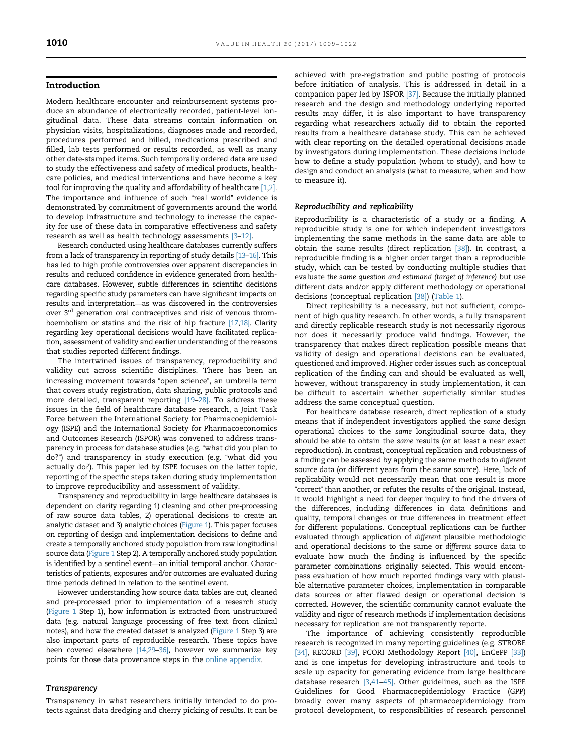## Introduction

Modern healthcare encounter and reimbursement systems produce an abundance of electronically recorded, patient-level longitudinal data. These data streams contain information on physician visits, hospitalizations, diagnoses made and recorded, procedures performed and billed, medications prescribed and filled, lab tests performed or results recorded, as well as many other date-stamped items. Such temporally ordered data are used to study the effectiveness and safety of medical products, healthcare policies, and medical interventions and have become a key tool for improving the quality and affordability of healthcare [1,2]. The importance and influence of such "real world" evidence is demonstrated by commitment of governments around the world to develop infrastructure and technology to increase the capacity for use of these data in comparative effectiveness and safety research as well as health technology assessments [3–12].

Research conducted using healthcare databases currently suffers from a lack of transparency in reporting of study details [13–16]. This has led to high profile controversies over apparent discrepancies in results and reduced confidence in evidence generated from healthcare databases. However, subtle differences in scientific decisions regarding specific study parameters can have significant impacts on results and interpretation—as was discovered in the controversies over 3rd generation oral contraceptives and risk of venous thromboembolism or statins and the risk of hip fracture [17,18]. Clarity regarding key operational decisions would have facilitated replication, assessment of validity and earlier understanding of the reasons that studies reported different findings.

The intertwined issues of transparency, reproducibility and validity cut across scientific disciplines. There has been an increasing movement towards "open science", an umbrella term that covers study registration, data sharing, public protocols and more detailed, transparent reporting [19–28]. To address these issues in the field of healthcare database research, a Joint Task Force between the International Society for Pharmacoepidemiology (ISPE) and the International Society for Pharmacoeconomics and Outcomes Research (ISPOR) was convened to address transparency in process for database studies (e.g. "what did you plan to do?") and transparency in study execution (e.g. "what did you actually do?). This paper led by ISPE focuses on the latter topic, reporting of the specific steps taken during study implementation to improve reproducibility and assessment of validity.

Transparency and reproducibility in large healthcare databases is dependent on clarity regarding 1) cleaning and other pre-processing of raw source data tables, 2) operational decisions to create an analytic dataset and 3) analytic choices (Figure 1). This paper focuses on reporting of design and implementation decisions to define and create a temporally anchored study population from raw longitudinal source data (Figure 1 Step 2). A temporally anchored study population is identified by a sentinel event—an initial temporal anchor. Characteristics of patients, exposures and/or outcomes are evaluated during time periods defined in relation to the sentinel event.

However understanding how source data tables are cut, cleaned and pre-processed prior to implementation of a research study (Figure 1 Step 1), how information is extracted from unstructured data (e.g. natural language processing of free text from clinical notes), and how the created dataset is analyzed (Figure 1 Step 3) are also important parts of reproducible research. These topics have been covered elsewhere [14,29–36], however we summarize key points for those data provenance steps in the online appendix.

### Transparency

Transparency in what researchers initially intended to do protects against data dredging and cherry picking of results. It can be achieved with pre-registration and public posting of protocols before initiation of analysis. This is addressed in detail in a companion paper led by ISPOR [37]. Because the initially planned research and the design and methodology underlying reported results may differ, it is also important to have transparency regarding what researchers *actually did* to obtain the reported results from a healthcare database study. This can be achieved with clear reporting on the detailed operational decisions made by investigators during implementation. These decisions include how to define a study population (whom to study), and how to design and conduct an analysis (what to measure, when and how to measure it).

### Reproducibility and replicability

Reproducibility is a characteristic of a study or a finding. A reproducible study is one for which independent investigators implementing the same methods in the same data are able to obtain the same results (direct replication [38]). In contrast, a reproducible finding is a higher order target than a reproducible study, which can be tested by conducting multiple studies that evaluate *the same question and estimand (target of inference)* but use different data and/or apply different methodology or operational decisions (conceptual replication [38]) (Table 1).

Direct replicability is a necessary, but not sufficient, component of high quality research. In other words, a fully transparent and directly replicable research study is not necessarily rigorous nor does it necessarily produce valid findings. However, the transparency that makes direct replication possible means that validity of design and operational decisions can be evaluated, questioned and improved. Higher order issues such as conceptual replication of the finding can and should be evaluated as well, however, without transparency in study implementation, it can be difficult to ascertain whether superficially similar studies address the same conceptual question.

For healthcare database research, direct replication of a study means that if independent investigators applied the *same* design operational choices to the *same* longitudinal source data, they should be able to obtain the *same* results (or at least a near exact reproduction). In contrast, conceptual replication and robustness of a finding can be assessed by applying the same methods to *different* source data (or different years from the same source). Here, lack of replicability would not necessarily mean that one result is more "correct" than another, or refutes the results of the original. Instead, it would highlight a need for deeper inquiry to find the drivers of the differences, including differences in data definitions and quality, temporal changes or true differences in treatment effect for different populations. Conceptual replications can be further evaluated through application of *different* plausible methodologic and operational decisions to the same or *different* source data to evaluate how much the finding is influenced by the specific parameter combinations originally selected. This would encompass evaluation of how much reported findings vary with plausible alternative parameter choices, implementation in comparable data sources or after flawed design or operational decision is corrected. However, the scientific community cannot evaluate the validity and rigor of research methods if implementation decisions necessary for replication are not transparently reporte.

The importance of achieving consistently reproducible research is recognized in many reporting guidelines (e.g. STROBE [34], RECORD [39], PCORI Methodology Report [40], EnCePP [33]) and is one impetus for developing infrastructure and tools to scale up capacity for generating evidence from large healthcare database research [3,41–45]. Other guidelines, such as the ISPE Guidelines for Good Pharmacoepidemiology Practice (GPP) broadly cover many aspects of pharmacoepidemiology from protocol development, to responsibilities of research personnel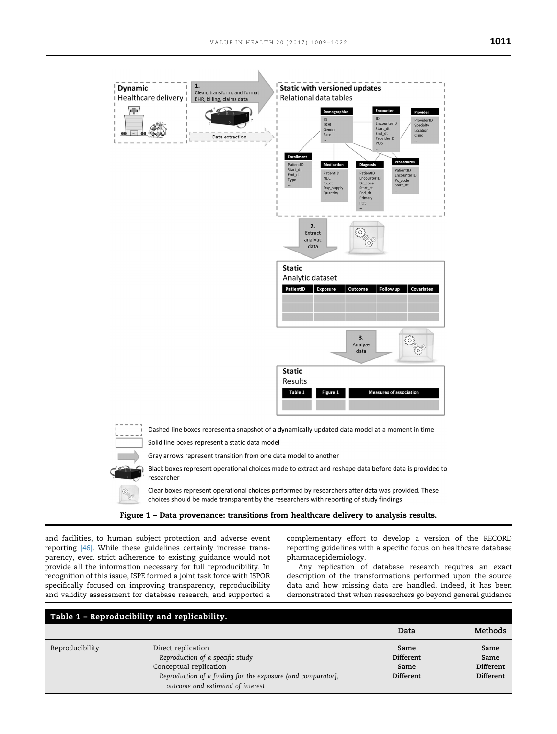Figure 1 – Data provenance: transitions from healthcare delivery to analysis results.

and facilities, to human subject protection and adverse event reporting [46]. While these guidelines certainly increase transparency, even strict adherence to existing guidance would not provide all the information necessary for full reproducibility. In recognition of this issue, ISPE formed a joint task force with ISPOR specifically focused on improving transparency, reproducibility and validity assessment for database research, and supported a complementary effort to develop a version of the RECORD reporting guidelines with a specific focus on healthcare database pharmacepidemiology.

Any replication of database research requires an exact description of the transformations performed upon the source data and how missing data are handled. Indeed, it has been demonstrated that when researchers go beyond general guidance

**Table 1 – Reproducibility and replicability.**

| | | Data | Methods |
|---|---|---|---|
| Reproducibility | Direct replication | Same | Same |
| | *Reproduction of a specific study* | Different | Same |
| | Conceptual replication | Same | Different |
| | *Reproduction of a finding for the exposure (and comparator], outcome and estimand of interest* | Different | Different |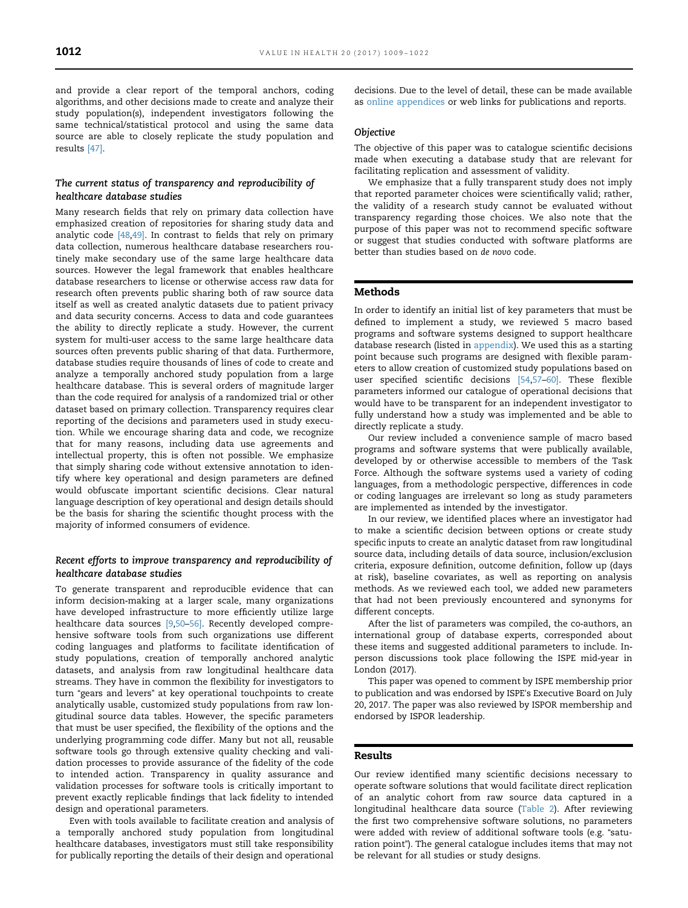and provide a clear report of the temporal anchors, coding algorithms, and other decisions made to create and analyze their study population(s), independent investigators following the same technical/statistical protocol and using the same data source are able to closely replicate the study population and results [47].

### *The current status of transparency and reproducibility of healthcare database studies*

Many research fields that rely on primary data collection have emphasized creation of repositories for sharing study data and analytic code [48,49]. In contrast to fields that rely on primary data collection, numerous healthcare database researchers routinely make secondary use of the same large healthcare data sources. However the legal framework that enables healthcare database researchers to license or otherwise access raw data for research often prevents public sharing both of raw source data itself as well as created analytic datasets due to patient privacy and data security concerns. Access to data and code guarantees the ability to directly replicate a study. However, the current system for multi-user access to the same large healthcare data sources often prevents public sharing of that data. Furthermore, database studies require thousands of lines of code to create and analyze a temporally anchored study population from a large healthcare database. This is several orders of magnitude larger than the code required for analysis of a randomized trial or other dataset based on primary collection. Transparency requires clear reporting of the decisions and parameters used in study execution. While we encourage sharing data and code, we recognize that for many reasons, including data use agreements and intellectual property, this is often not possible. We emphasize that simply sharing code without extensive annotation to identify where key operational and design parameters are defined would obfuscate important scientific decisions. Clear natural language description of key operational and design details should be the basis for sharing the scientific thought process with the majority of informed consumers of evidence.

### *Recent efforts to improve transparency and reproducibility of healthcare database studies*

To generate transparent and reproducible evidence that can inform decision-making at a larger scale, many organizations have developed infrastructure to more efficiently utilize large healthcare data sources [9,50–56]. Recently developed comprehensive software tools from such organizations use different coding languages and platforms to facilitate identification of study populations, creation of temporally anchored analytic datasets, and analysis from raw longitudinal healthcare data streams. They have in common the flexibility for investigators to turn "gears and levers" at key operational touchpoints to create analytically usable, customized study populations from raw longitudinal source data tables. However, the specific parameters that must be user specified, the flexibility of the options and the underlying programming code differ. Many but not all, reusable software tools go through extensive quality checking and validation processes to provide assurance of the fidelity of the code to intended action. Transparency in quality assurance and validation processes for software tools is critically important to prevent exactly replicable findings that lack fidelity to intended design and operational parameters.

Even with tools available to facilitate creation and analysis of a temporally anchored study population from longitudinal healthcare databases, investigators must still take responsibility for publically reporting the details of their design and operational decisions. Due to the level of detail, these can be made available as online appendices or web links for publications and reports.

### *Objective*

The objective of this paper was to catalogue scientific decisions made when executing a database study that are relevant for facilitating replication and assessment of validity.

We emphasize that a fully transparent study does not imply that reported parameter choices were scientifically valid; rather, the validity of a research study cannot be evaluated without transparency regarding those choices. We also note that the purpose of this paper was not to recommend specific software or suggest that studies conducted with software platforms are better than studies based on *de novo* code.

## Methods

In order to identify an initial list of key parameters that must be defined to implement a study, we reviewed 5 macro based programs and software systems designed to support healthcare database research (listed in appendix). We used this as a starting point because such programs are designed with flexible parameters to allow creation of customized study populations based on user specified scientific decisions [54,57–60]. These flexible parameters informed our catalogue of operational decisions that would have to be transparent for an independent investigator to fully understand how a study was implemented and be able to directly replicate a study.

Our review included a convenience sample of macro based programs and software systems that were publically available, developed by or otherwise accessible to members of the Task Force. Although the software systems used a variety of coding languages, from a methodologic perspective, differences in code or coding languages are irrelevant so long as study parameters are implemented as intended by the investigator.

In our review, we identified places where an investigator had to make a scientific decision between options or create study specific inputs to create an analytic dataset from raw longitudinal source data, including details of data source, inclusion/exclusion criteria, exposure definition, outcome definition, follow up (days at risk), baseline covariates, as well as reporting on analysis methods. As we reviewed each tool, we added new parameters that had not been previously encountered and synonyms for different concepts.

After the list of parameters was compiled, the co-authors, an international group of database experts, corresponded about these items and suggested additional parameters to include. In-person discussions took place following the ISPE mid-year in London (2017).

This paper was opened to comment by ISPE membership prior to publication and was endorsed by ISPE's Executive Board on July 20, 2017. The paper was also reviewed by ISPOR membership and endorsed by ISPOR leadership.

## Results

Our review identified many scientific decisions necessary to operate software solutions that would facilitate direct replication of an analytic cohort from raw source data captured in a longitudinal healthcare data source (Table 2). After reviewing the first two comprehensive software solutions, no parameters were added with review of additional software tools (e.g. "saturation point"). The general catalogue includes items that may not be relevant for all studies or study designs.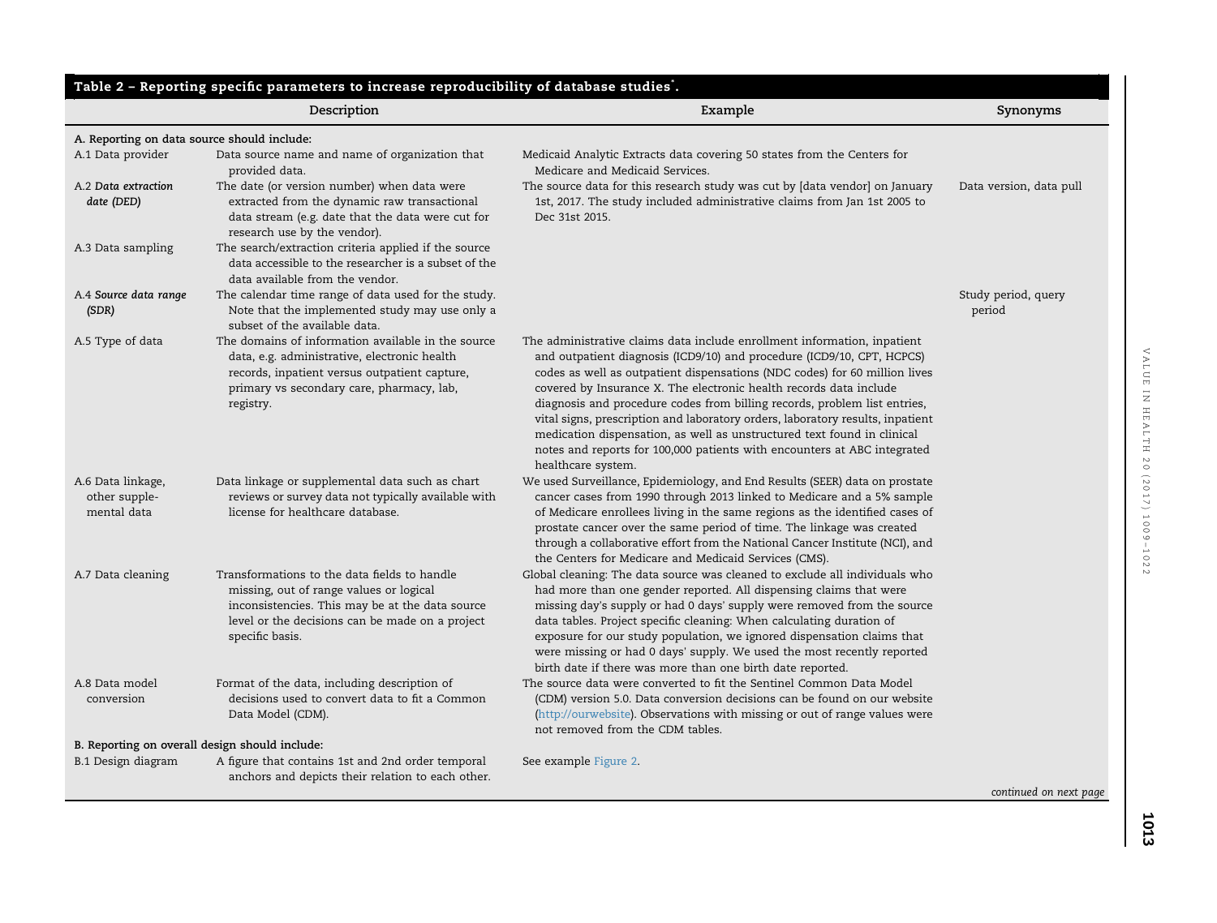**Table 2 – Reporting specific parameters to increase reproducibility of database studies*.**

| | Description | Example | Synonyms |
|---|---|---|---|
| **A. Reporting on data source should include:** | | | |
| A.1 Data provider | Data source name and name of organization that provided data. | Medicaid Analytic Extracts data covering 50 states from the Centers for Medicare and Medicaid Services. | |
| A.2 *Data extraction date (DED)* | The date (or version number) when data were extracted from the dynamic raw transactional data stream (e.g. date that the data were cut for research use by the vendor). | The source data for this research study was cut by [data vendor] on January 1st, 2017. The study included administrative claims from Jan 1st 2005 to Dec 31st 2015. | Data version, data pull |
| A.3 Data sampling | The search/extraction criteria applied if the source data accessible to the researcher is a subset of the data available from the vendor. | | |
| A.4 *Source data range (SDR)* | The calendar time range of data used for the study. Note that the implemented study may use only a subset of the available data. | | Study period, query period |
| A.5 Type of data | The domains of information available in the source data, e.g. administrative, electronic health records, inpatient versus outpatient capture, primary vs secondary care, pharmacy, lab, registry. | The administrative claims data include enrollment information, inpatient and outpatient diagnosis (ICD9/10) and procedure (ICD9/10, CPT, HCPCS) codes as well as outpatient dispensations (NDC codes) for 60 million lives covered by Insurance X. The electronic health records data include diagnosis and procedure codes from billing records, problem list entries, vital signs, prescription and laboratory orders, laboratory results, inpatient medication dispensation, as well as unstructured text found in clinical notes and reports for 100,000 patients with encounters at ABC integrated healthcare system. | |
| A.6 Data linkage, other supplemental data | Data linkage or supplemental data such as chart reviews or survey data not typically available with license for healthcare database. | We used Surveillance, Epidemiology, and End Results (SEER) data on prostate cancer cases from 1990 through 2013 linked to Medicare and a 5% sample of Medicare enrollees living in the same regions as the identified cases of prostate cancer over the same period of time. The linkage was created through a collaborative effort from the National Cancer Institute (NCI), and the Centers for Medicare and Medicaid Services (CMS). | |
| A.7 Data cleaning | Transformations to the data fields to handle missing, out of range values or logical inconsistencies. This may be at the data source level or the decisions can be made on a project specific basis. | Global cleaning: The data source was cleaned to exclude all individuals who had more than one gender reported. All dispensing claims that were missing day's supply or had 0 days' supply were removed from the source data tables. Project specific cleaning: When calculating duration of exposure for our study population, we ignored dispensation claims that were missing or had 0 days' supply. We used the most recently reported birth date if there was more than one birth date reported. | |
| A.8 Data model conversion | Format of the data, including description of decisions used to convert data to fit a Common Data Model (CDM). | The source data were converted to fit the Sentinel Common Data Model (CDM) version 5.0. Data conversion decisions can be found on our website (http://ourwebsite). Observations with missing or out of range values were not removed from the CDM tables. | |
| **B. Reporting on overall design should include:** | | | |
| B.1 Design diagram | A figure that contains 1st and 2nd order temporal anchors and depicts their relation to each other. | See example Figure 2. | |

*continued on next page*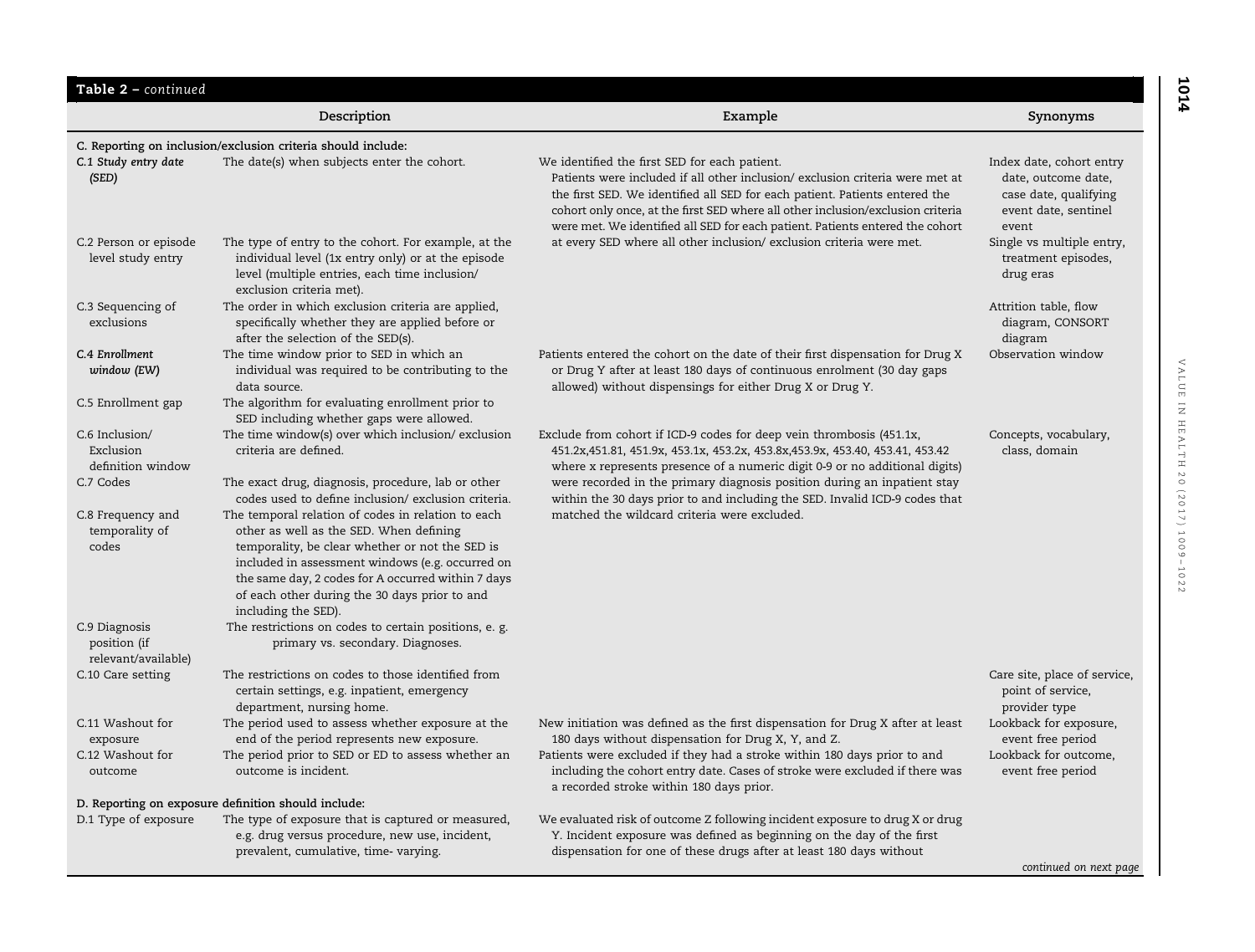**Table 2 – continued**

| | Description | Example | Synonyms |
|---|---|---|---|
| **C. Reporting on inclusion/exclusion criteria should include:** | | | |
| *C.1 Study entry date (SED)* | The date(s) when subjects enter the cohort. | We identified the first SED for each patient. Patients were included if all other inclusion/ exclusion criteria were met at the first SED. We identified all SED for each patient. Patients entered the cohort only once, at the first SED where all other inclusion/exclusion criteria were met. We identified all SED for each patient. Patients entered the cohort at every SED where all other inclusion/ exclusion criteria were met. | Index date, cohort entry date, outcome date, case date, qualifying event date, sentinel event |
| C.2 Person or episode level study entry | The type of entry to the cohort. For example, at the individual level (1x entry only) or at the episode level (multiple entries, each time inclusion/ exclusion criteria met). | | Single vs multiple entry, treatment episodes, drug eras |
| C.3 Sequencing of exclusions | The order in which exclusion criteria are applied, specifically whether they are applied before or after the selection of the SED(s). | | Attrition table, flow diagram, CONSORT diagram |
| *C.4 Enrollment window (EW)* | The time window prior to SED in which an individual was required to be contributing to the data source. | Patients entered the cohort on the date of their first dispensation for Drug X or Drug Y after at least 180 days of continuous enrolment (30 day gaps allowed) without dispensings for either Drug X or Drug Y. | Observation window |
| C.5 Enrollment gap | The algorithm for evaluating enrollment prior to SED including whether gaps were allowed. | | |
| C.6 Inclusion/ Exclusion definition window | The time window(s) over which inclusion/ exclusion criteria are defined. | Exclude from cohort if ICD-9 codes for deep vein thrombosis (451.1x, 451.2x,451.81, 451.9x, 453.1x, 453.2x, 453.8x,453.9x, 453.40, 453.41, 453.42 where x represents presence of a numeric digit 0-9 or no additional digits) were recorded in the primary diagnosis position during an inpatient stay within the 30 days prior to and including the SED. Invalid ICD-9 codes that matched the wildcard criteria were excluded. | Concepts, vocabulary, class, domain |
| C.7 Codes | The exact drug, diagnosis, procedure, lab or other codes used to define inclusion/ exclusion criteria. | | |
| C.8 Frequency and temporality of codes | The temporal relation of codes in relation to each other as well as the SED. When defining temporality, be clear whether or not the SED is included in assessment windows (e.g. occurred on the same day, 2 codes for A occurred within 7 days of each other during the 30 days prior to and including the SED). | | |
| C.9 Diagnosis position (if relevant/available) | The restrictions on codes to certain positions, e. g. primary vs. secondary. Diagnoses. | | |
| C.10 Care setting | The restrictions on codes to those identified from certain settings, e.g. inpatient, emergency department, nursing home. | | Care site, place of service, point of service, provider type |
| C.11 Washout for exposure | The period used to assess whether exposure at the end of the period represents new exposure. | New initiation was defined as the first dispensation for Drug X after at least 180 days without dispensation for Drug X, Y, and Z. | Lookback for exposure, event free period |
| C.12 Washout for outcome | The period prior to SED or ED to assess whether an outcome is incident. | Patients were excluded if they had a stroke within 180 days prior to and including the cohort entry date. Cases of stroke were excluded if there was a recorded stroke within 180 days prior. | Lookback for outcome, event free period |
| **D. Reporting on exposure definition should include:** | | | |
| D.1 Type of exposure | The type of exposure that is captured or measured, e.g. drug versus procedure, new use, incident, prevalent, cumulative, time- varying. | We evaluated risk of outcome Z following incident exposure to drug X or drug Y. Incident exposure was defined as beginning on the day of the first dispensation for one of these drugs after at least 180 days without | |

*continued on next page*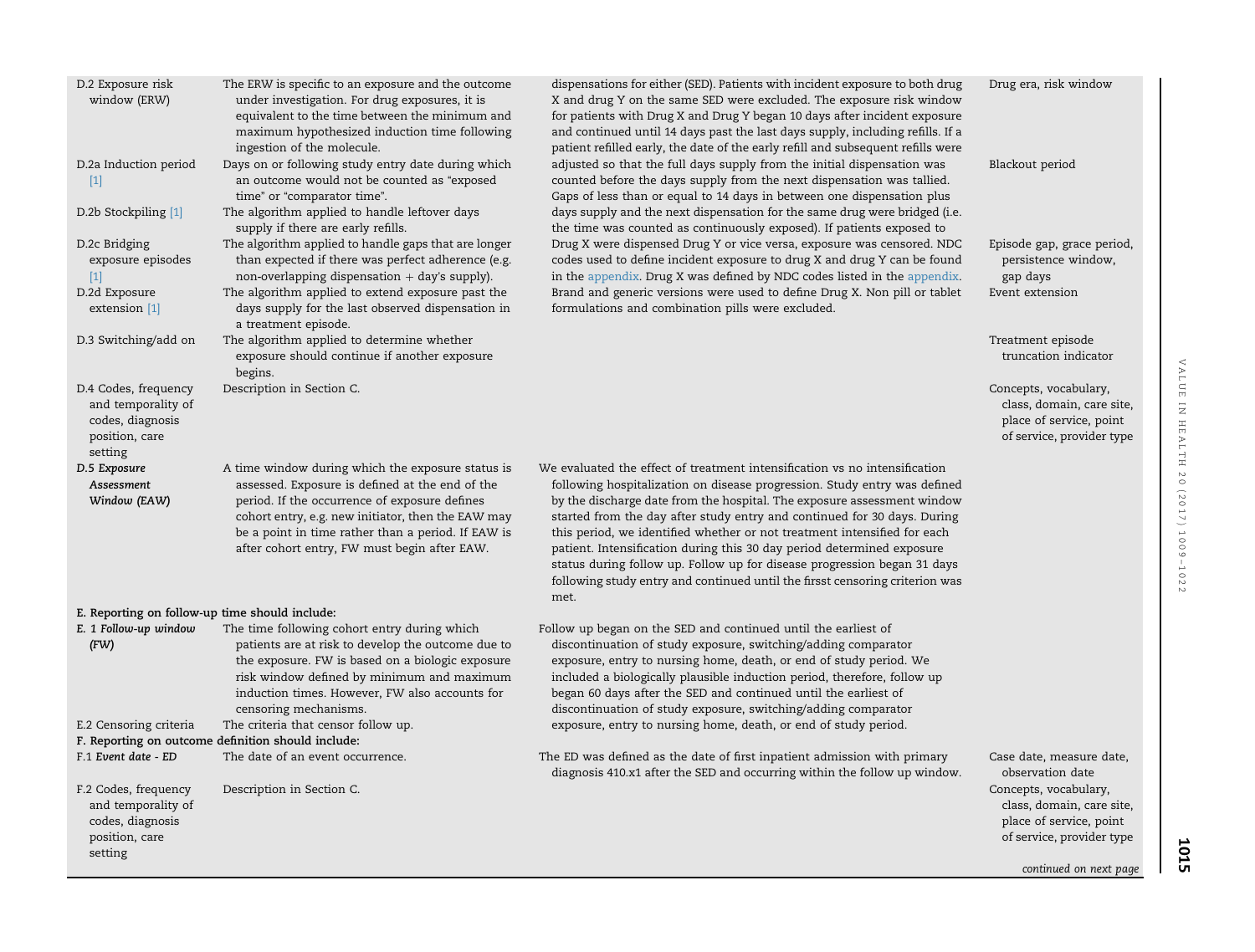| | | | |
|---|---|---|---|
| D.2 Exposure risk window (ERW) | The ERW is specific to an exposure and the outcome under investigation. For drug exposures, it is equivalent to the time between the minimum and maximum hypothesized induction time following ingestion of the molecule. | dispensations for either (SED). Patients with incident exposure to both drug X and drug Y on the same SED were excluded. The exposure risk window for patients with Drug X and Drug Y began 10 days after incident exposure and continued until 14 days past the last days supply, including refills. If a patient refilled early, the date of the early refill and subsequent refills were adjusted so that the full days supply from the initial dispensation was counted before the days supply from the next dispensation was tallied. Gaps of less than or equal to 14 days in between one dispensation plus days supply and the next dispensation for the same drug were bridged (i.e. the time was counted as continuously exposed). If patients exposed to Drug X were dispensed Drug Y or vice versa, exposure was censored. NDC codes used to define incident exposure to drug X and drug Y can be found in the appendix. Drug X was defined by NDC codes listed in the appendix. Brand and generic versions were used to define Drug X. Non pill or tablet formulations and combination pills were excluded. | Drug era, risk window |
| D.2a Induction period [1] | Days on or following study entry date during which an outcome would not be counted as "exposed time" or "comparator time". | | Blackout period |
| D.2b Stockpiling [1] | The algorithm applied to handle leftover days supply if there are early refills. | | |
| D.2c Bridging exposure episodes [1] | The algorithm applied to handle gaps that are longer than expected if there was perfect adherence (e.g. non-overlapping dispensation + day's supply). | | Episode gap, grace period, persistence window, gap days |
| D.2d Exposure extension [1] | The algorithm applied to extend exposure past the days supply for the last observed dispensation in a treatment episode. | | Event extension |
| D.3 Switching/add on | The algorithm applied to determine whether exposure should continue if another exposure begins. | | Treatment episode truncation indicator |
| D.4 Codes, frequency and temporality of codes, diagnosis position, care setting | Description in Section C. | | Concepts, vocabulary, class, domain, care site, place of service, point of service, provider type |
| *D.5 Exposure Assessment Window (EAW)* | A time window during which the exposure status is assessed. Exposure is defined at the end of the period. If the occurrence of exposure defines cohort entry, e.g. new initiator, then the EAW may be a point in time rather than a period. If EAW is after cohort entry, FW must begin after EAW. | We evaluated the effect of treatment intensification vs no intensification following hospitalization on disease progression. Study entry was defined by the discharge date from the hospital. The exposure assessment window started from the day after study entry and continued for 30 days. During this period, we identified whether or not treatment intensified for each patient. Intensification during this 30 day period determined exposure status during follow up. Follow up for disease progression began 31 days following study entry and continued until the firsst censoring criterion was met. | |
| **E. Reporting on follow-up time should include:** | | | |
| *E. 1 Follow-up window (FW)* | The time following cohort entry during which patients are at risk to develop the outcome due to the exposure. FW is based on a biologic exposure risk window defined by minimum and maximum induction times. However, FW also accounts for censoring mechanisms. | Follow up began on the SED and continued until the earliest of discontinuation of study exposure, switching/adding comparator exposure, entry to nursing home, death, or end of study period. We included a biologically plausible induction period, therefore, follow up began 60 days after the SED and continued until the earliest of discontinuation of study exposure, switching/adding comparator exposure, entry to nursing home, death, or end of study period. | |
| E.2 Censoring criteria | The criteria that censor follow up. | | |
| **F. Reporting on outcome definition should include:** | | | |
| F.1 *Event date - ED* | The date of an event occurrence. | The ED was defined as the date of first inpatient admission with primary diagnosis 410.x1 after the SED and occurring within the follow up window. | Case date, measure date, observation date |
| F.2 Codes, frequency and temporality of codes, diagnosis position, care setting | Description in Section C. | | Concepts, vocabulary, class, domain, care site, place of service, point of service, provider type |

*continued on next page*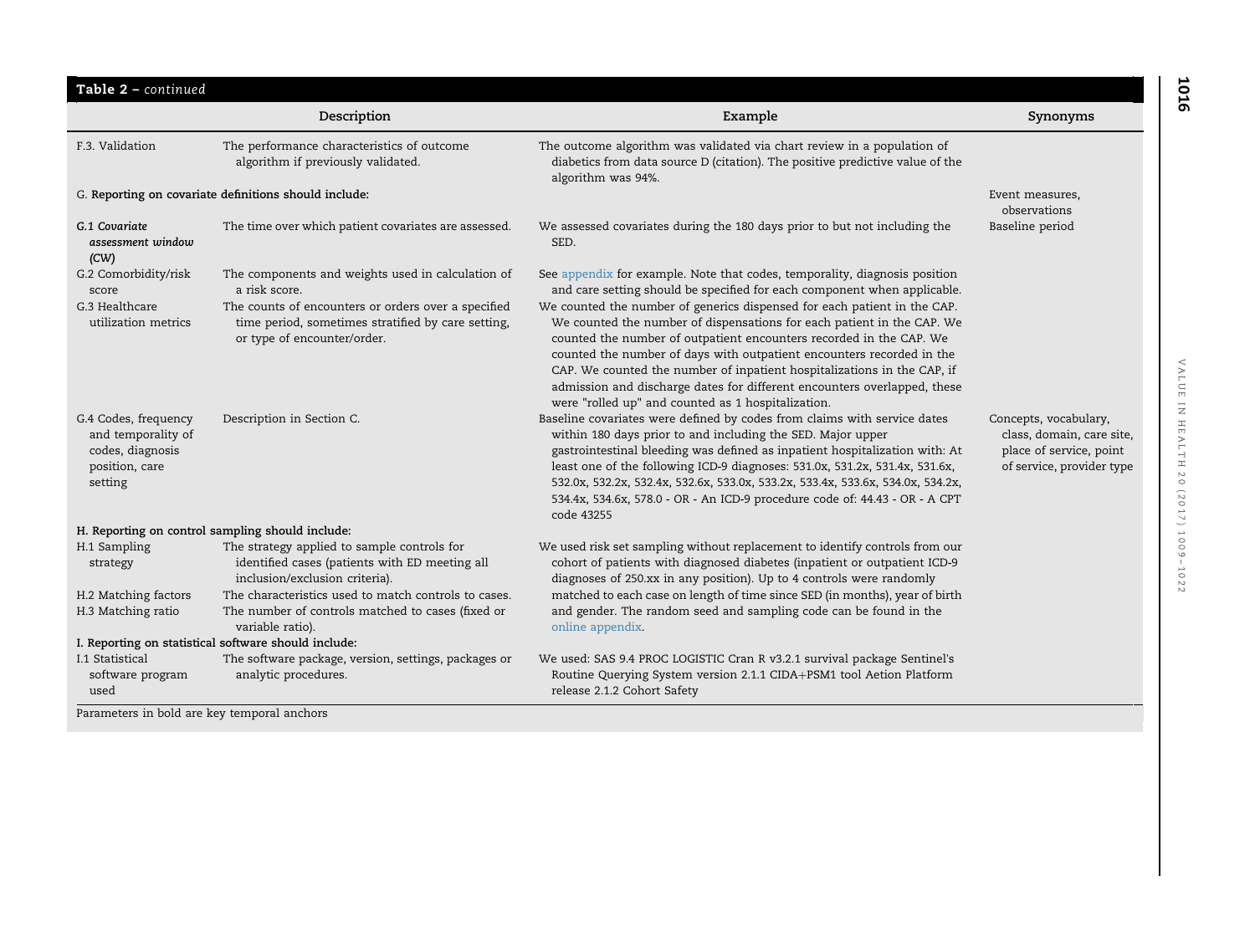**Table 2 –** *continued*

| | Description | Example | Synonyms |
|---|---|---|---|
| F.3. Validation | The performance characteristics of outcome algorithm if previously validated. | The outcome algorithm was validated via chart review in a population of diabetics from data source D (citation). The positive predictive value of the algorithm was 94%. | |
| G. **Reporting on covariate definitions should include:** | | | Event measures, observations |
| ***G.1 Covariate assessment window (CW)*** | The time over which patient covariates are assessed. | We assessed covariates during the 180 days prior to but not including the SED. | Baseline period |
| G.2 Comorbidity/risk score | The components and weights used in calculation of a risk score. | See appendix for example. Note that codes, temporality, diagnosis position and care setting should be specified for each component when applicable. | |
| G.3 Healthcare utilization metrics | The counts of encounters or orders over a specified time period, sometimes stratified by care setting, or type of encounter/order. | We counted the number of generics dispensed for each patient in the CAP. We counted the number of dispensations for each patient in the CAP. We counted the number of outpatient encounters recorded in the CAP. We counted the number of days with outpatient encounters recorded in the CAP. We counted the number of inpatient hospitalizations in the CAP, if admission and discharge dates for different encounters overlapped, these were "rolled up" and counted as 1 hospitalization. | |
| G.4 Codes, frequency and temporality of codes, diagnosis position, care setting | Description in Section C. | Baseline covariates were defined by codes from claims with service dates within 180 days prior to and including the SED. Major upper gastrointestinal bleeding was defined as inpatient hospitalization with: At least one of the following ICD-9 diagnoses: 531.0x, 531.2x, 531.4x, 531.6x, 532.0x, 532.2x, 532.4x, 532.6x, 533.0x, 533.2x, 533.4x, 533.6x, 534.0x, 534.2x, 534.4x, 534.6x, 578.0 - OR - An ICD-9 procedure code of: 44.43 - OR - A CPT code 43255 | Concepts, vocabulary, class, domain, care site, place of service, point of service, provider type |
| **H. Reporting on control sampling should include:** | | | |
| H.1 Sampling strategy | The strategy applied to sample controls for identified cases (patients with ED meeting all inclusion/exclusion criteria). | We used risk set sampling without replacement to identify controls from our cohort of patients with diagnosed diabetes (inpatient or outpatient ICD-9 diagnoses of 250.xx in any position). Up to 4 controls were randomly matched to each case on length of time since SED (in months), year of birth and gender. The random seed and sampling code can be found in the online appendix. | |
| H.2 Matching factors | The characteristics used to match controls to cases. | | |
| H.3 Matching ratio | The number of controls matched to cases (fixed or variable ratio). | | |
| **I. Reporting on statistical software should include:** | | | |
| I.1 Statistical software program used | The software package, version, settings, packages or analytic procedures. | We used: SAS 9.4 PROC LOGISTIC Cran R v3.2.1 survival package Sentinel's Routine Querying System version 2.1.1 CIDA+PSM1 tool Aetion Platform release 2.1.2 Cohort Safety | |

Parameters in bold are key temporal anchors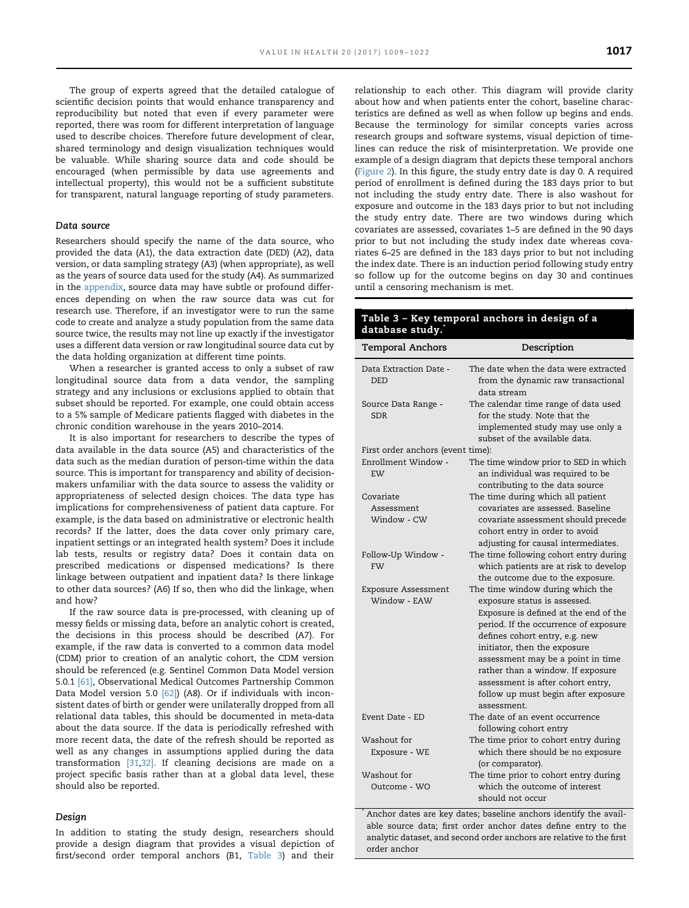The group of experts agreed that the detailed catalogue of scientific decision points that would enhance transparency and reproducibility but noted that even if every parameter were reported, there was room for different interpretation of language used to describe choices. Therefore future development of clear, shared terminology and design visualization techniques would be valuable. While sharing source data and code should be encouraged (when permissible by data use agreements and intellectual property), this would not be a sufficient substitute for transparent, natural language reporting of study parameters.

### Data source

Researchers should specify the name of the data source, who provided the data (A1), the data extraction date (DED) (A2), data version, or data sampling strategy (A3) (when appropriate), as well as the years of source data used for the study (A4). As summarized in the appendix, source data may have subtle or profound differences depending on when the raw source data was cut for research use. Therefore, if an investigator were to run the same code to create and analyze a study population from the same data source twice, the results may not line up exactly if the investigator uses a different data version or raw longitudinal source data cut by the data holding organization at different time points.

When a researcher is granted access to only a subset of raw longitudinal source data from a data vendor, the sampling strategy and any inclusions or exclusions applied to obtain that subset should be reported. For example, one could obtain access to a 5% sample of Medicare patients flagged with diabetes in the chronic condition warehouse in the years 2010–2014.

It is also important for researchers to describe the types of data available in the data source (A5) and characteristics of the data such as the median duration of person-time within the data source. This is important for transparency and ability of decision-makers unfamiliar with the data source to assess the validity or appropriateness of selected design choices. The data type has implications for comprehensiveness of patient data capture. For example, is the data based on administrative or electronic health records? If the latter, does the data cover only primary care, inpatient settings or an integrated health system? Does it include lab tests, results or registry data? Does it contain data on prescribed medications or dispensed medications? Is there linkage between outpatient and inpatient data? Is there linkage to other data sources? (A6) If so, then who did the linkage, when and how?

If the raw source data is pre-processed, with cleaning up of messy fields or missing data, before an analytic cohort is created, the decisions in this process should be described (A7). For example, if the raw data is converted to a common data model (CDM) prior to creation of an analytic cohort, the CDM version should be referenced (e.g. Sentinel Common Data Model version 5.0.1 [61], Observational Medical Outcomes Partnership Common Data Model version 5.0 [62]) (A8). Or if individuals with inconsistent dates of birth or gender were unilaterally dropped from all relational data tables, this should be documented in meta-data about the data source. If the data is periodically refreshed with more recent data, the date of the refresh should be reported as well as any changes in assumptions applied during the data transformation [31,32]. If cleaning decisions are made on a project specific basis rather than at a global data level, these should also be reported.

### Design

In addition to stating the study design, researchers should provide a design diagram that provides a visual depiction of first/second order temporal anchors (B1, Table 3) and their relationship to each other. This diagram will provide clarity about how and when patients enter the cohort, baseline characteristics are defined as well as when follow up begins and ends. Because the terminology for similar concepts varies across research groups and software systems, visual depiction of timelines can reduce the risk of misinterpretation. We provide one example of a design diagram that depicts these temporal anchors (Figure 2). In this figure, the study entry date is day 0. A required period of enrollment is defined during the 183 days prior to but not including the study entry date. There is also washout for exposure and outcome in the 183 days prior to but not including the study entry date. There are two windows during which covariates are assessed, covariates 1–5 are defined in the 90 days prior to but not including the study index date whereas covariates 6–25 are defined in the 183 days prior to but not including the index date. There is an induction period following study entry so follow up for the outcome begins on day 30 and continues until a censoring mechanism is met.

**Table 3 – Key temporal anchors in design of a database study.***

| Temporal Anchors | Description |
|---|---|
| Data Extraction Date - DED | The date when the data were extracted from the dynamic raw transactional data stream |
| Source Data Range - SDR | The calendar time range of data used for the study. Note that the implemented study may use only a subset of the available data. |
| First order anchors (event time): | |
| Enrollment Window - EW | The time window prior to SED in which an individual was required to be contributing to the data source |
| Covariate Assessment Window - CW | The time during which all patient covariates are assessed. Baseline covariate assessment should precede cohort entry in order to avoid adjusting for causal intermediates. |
| Follow-Up Window - FW | The time following cohort entry during which patients are at risk to develop the outcome due to the exposure. |
| Exposure Assessment Window - EAW | The time window during which the exposure status is assessed. Exposure is defined at the end of the period. If the occurrence of exposure defines cohort entry, e.g. new initiator, then the exposure assessment may be a point in time rather than a window. If exposure assessment is after cohort entry, follow up must begin after exposure assessment. |
| Event Date - ED | The date of an event occurrence following cohort entry |
| Washout for Exposure - WE | The time prior to cohort entry during which there should be no exposure (or comparator). |
| Washout for Outcome - WO | The time prior to cohort entry during which the outcome of interest should not occur |

\* Anchor dates are key dates; baseline anchors identify the available source data; first order anchor dates define entry to the analytic dataset, and second order anchors are relative to the first order anchor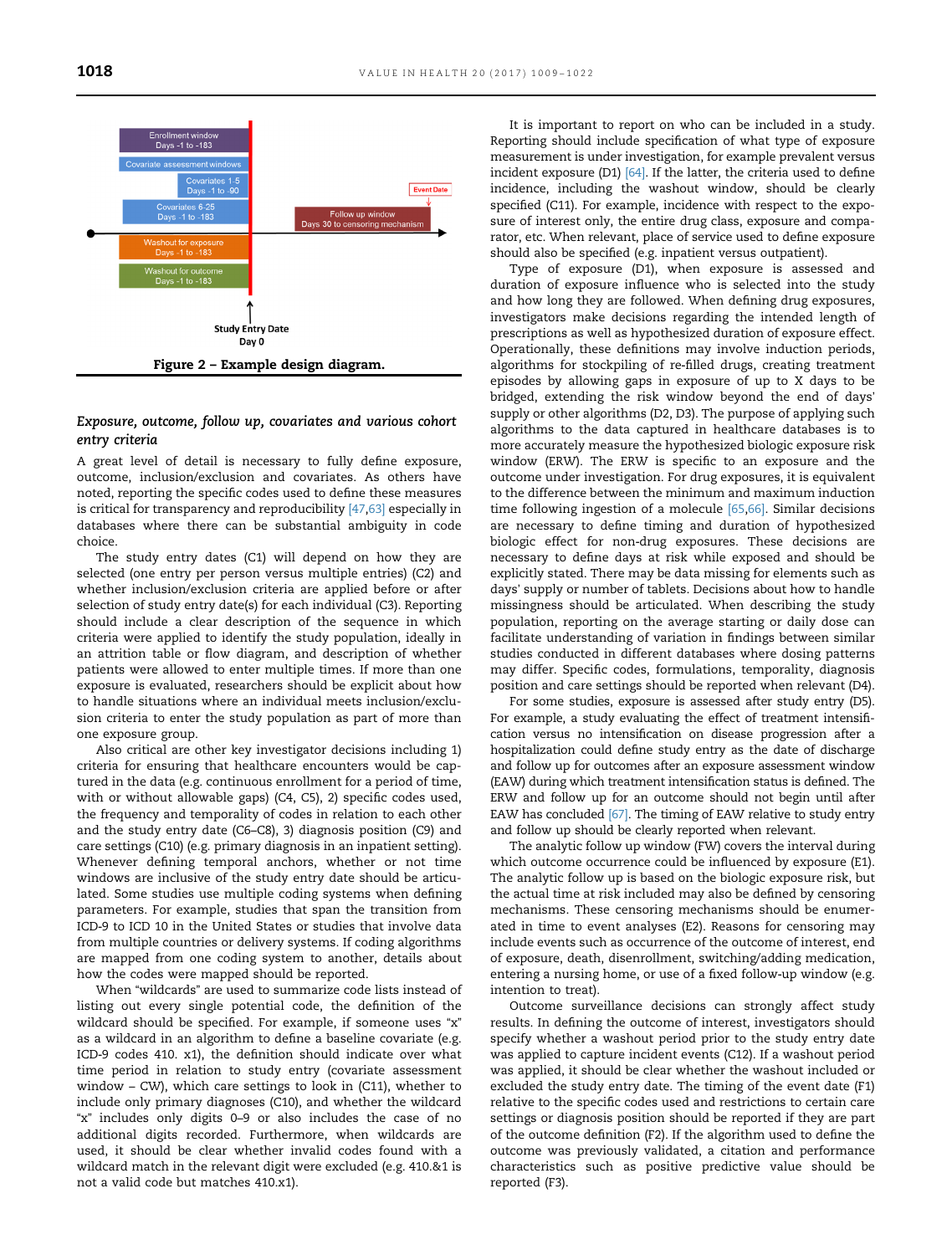Enrollment window
Days -1 to -183

Covariate assessment windows

Covariates 1-5
Days -1 to -90

Covariates 6-25
Days -1 to -183

Washout for exposure
Days -1 to -183

Washout for outcome
Days -1 to -183

Event Date

Follow up window
Days 30 to censoring mechanism

Study Entry Date
Day 0

**Figure 2 – Example design diagram.**

### *Exposure, outcome, follow up, covariates and various cohort entry criteria*

A great level of detail is necessary to fully define exposure, outcome, inclusion/exclusion and covariates. As others have noted, reporting the specific codes used to define these measures is critical for transparency and reproducibility [47,63] especially in databases where there can be substantial ambiguity in code choice.

The study entry dates (C1) will depend on how they are selected (one entry per person versus multiple entries) (C2) and whether inclusion/exclusion criteria are applied before or after selection of study entry date(s) for each individual (C3). Reporting should include a clear description of the sequence in which criteria were applied to identify the study population, ideally in an attrition table or flow diagram, and description of whether patients were allowed to enter multiple times. If more than one exposure is evaluated, researchers should be explicit about how to handle situations where an individual meets inclusion/exclusion criteria to enter the study population as part of more than one exposure group.

Also critical are other key investigator decisions including 1) criteria for ensuring that healthcare encounters would be captured in the data (e.g. continuous enrollment for a period of time, with or without allowable gaps) (C4, C5), 2) specific codes used, the frequency and temporality of codes in relation to each other and the study entry date (C6–C8), 3) diagnosis position (C9) and care settings (C10) (e.g. primary diagnosis in an inpatient setting). Whenever defining temporal anchors, whether or not time windows are inclusive of the study entry date should be articulated. Some studies use multiple coding systems when defining parameters. For example, studies that span the transition from ICD-9 to ICD 10 in the United States or studies that involve data from multiple countries or delivery systems. If coding algorithms are mapped from one coding system to another, details about how the codes were mapped should be reported.

When "wildcards" are used to summarize code lists instead of listing out every single potential code, the definition of the wildcard should be specified. For example, if someone uses "x" as a wildcard in an algorithm to define a baseline covariate (e.g. ICD-9 codes 410. x1), the definition should indicate over what time period in relation to study entry (covariate assessment window – CW), which care settings to look in (C11), whether to include only primary diagnoses (C10), and whether the wildcard "x" includes only digits 0–9 or also includes the case of no additional digits recorded. Furthermore, when wildcards are used, it should be clear whether invalid codes found with a wildcard match in the relevant digit were excluded (e.g. 410.&1 is not a valid code but matches 410.x1).

It is important to report on who can be included in a study. Reporting should include specification of what type of exposure measurement is under investigation, for example prevalent versus incident exposure (D1) [64]. If the latter, the criteria used to define incidence, including the washout window, should be clearly specified (C11). For example, incidence with respect to the exposure of interest only, the entire drug class, exposure and comparator, etc. When relevant, place of service used to define exposure should also be specified (e.g. inpatient versus outpatient).

Type of exposure (D1), when exposure is assessed and duration of exposure influence who is selected into the study and how long they are followed. When defining drug exposures, investigators make decisions regarding the intended length of prescriptions as well as hypothesized duration of exposure effect. Operationally, these definitions may involve induction periods, algorithms for stockpiling of re-filled drugs, creating treatment episodes by allowing gaps in exposure of up to X days to be bridged, extending the risk window beyond the end of days' supply or other algorithms (D2, D3). The purpose of applying such algorithms to the data captured in healthcare databases is to more accurately measure the hypothesized biologic exposure risk window (ERW). The ERW is specific to an exposure and the outcome under investigation. For drug exposures, it is equivalent to the difference between the minimum and maximum induction time following ingestion of a molecule [65,66]. Similar decisions are necessary to define timing and duration of hypothesized biologic effect for non-drug exposures. These decisions are necessary to define days at risk while exposed and should be explicitly stated. There may be data missing for elements such as days' supply or number of tablets. Decisions about how to handle missingness should be articulated. When describing the study population, reporting on the average starting or daily dose can facilitate understanding of variation in findings between similar studies conducted in different databases where dosing patterns may differ. Specific codes, formulations, temporality, diagnosis position and care settings should be reported when relevant (D4).

For some studies, exposure is assessed after study entry (D5). For example, a study evaluating the effect of treatment intensification versus no intensification on disease progression after a hospitalization could define study entry as the date of discharge and follow up for outcomes after an exposure assessment window (EAW) during which treatment intensification status is defined. The ERW and follow up for an outcome should not begin until after EAW has concluded [67]. The timing of EAW relative to study entry and follow up should be clearly reported when relevant.

The analytic follow up window (FW) covers the interval during which outcome occurrence could be influenced by exposure (E1). The analytic follow up is based on the biologic exposure risk, but the actual time at risk included may also be defined by censoring mechanisms. These censoring mechanisms should be enumerated in time to event analyses (E2). Reasons for censoring may include events such as occurrence of the outcome of interest, end of exposure, death, disenrollment, switching/adding medication, entering a nursing home, or use of a fixed follow-up window (e.g. intention to treat).

Outcome surveillance decisions can strongly affect study results. In defining the outcome of interest, investigators should specify whether a washout period prior to the study entry date was applied to capture incident events (C12). If a washout period was applied, it should be clear whether the washout included or excluded the study entry date. The timing of the event date (F1) relative to the specific codes used and restrictions to certain care settings or diagnosis position should be reported if they are part of the outcome definition (F2). If the algorithm used to define the outcome was previously validated, a citation and performance characteristics such as positive predictive value should be reported (F3).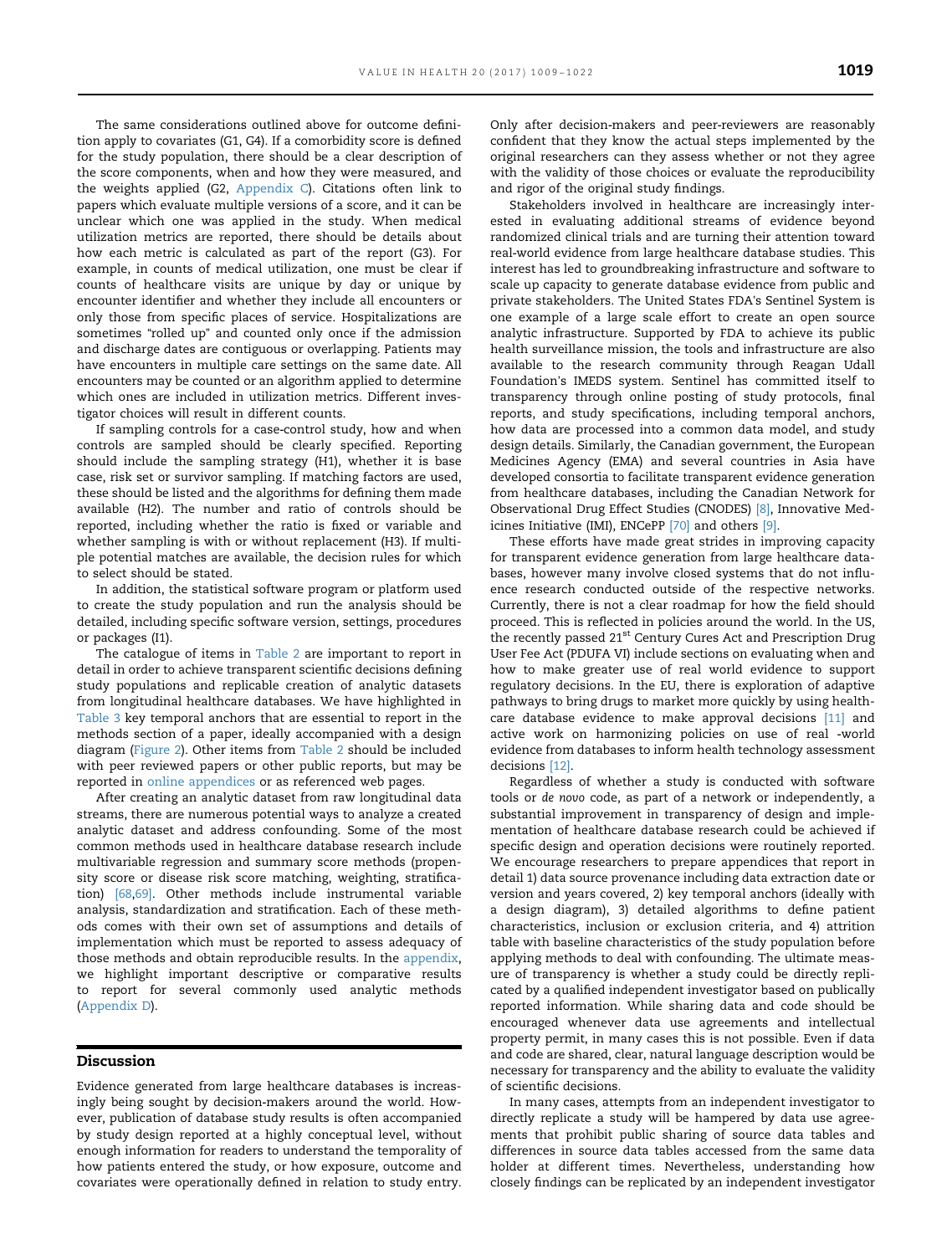The same considerations outlined above for outcome definition apply to covariates (G1, G4). If a comorbidity score is defined for the study population, there should be a clear description of the score components, when and how they were measured, and the weights applied (G2, Appendix C). Citations often link to papers which evaluate multiple versions of a score, and it can be unclear which one was applied in the study. When medical utilization metrics are reported, there should be details about how each metric is calculated as part of the report (G3). For example, in counts of medical utilization, one must be clear if counts of healthcare visits are unique by day or unique by encounter identifier and whether they include all encounters or only those from specific places of service. Hospitalizations are sometimes "rolled up" and counted only once if the admission and discharge dates are contiguous or overlapping. Patients may have encounters in multiple care settings on the same date. All encounters may be counted or an algorithm applied to determine which ones are included in utilization metrics. Different investigator choices will result in different counts.

If sampling controls for a case-control study, how and when controls are sampled should be clearly specified. Reporting should include the sampling strategy (H1), whether it is base case, risk set or survivor sampling. If matching factors are used, these should be listed and the algorithms for defining them made available (H2). The number and ratio of controls should be reported, including whether the ratio is fixed or variable and whether sampling is with or without replacement (H3). If multiple potential matches are available, the decision rules for which to select should be stated.

In addition, the statistical software program or platform used to create the study population and run the analysis should be detailed, including specific software version, settings, procedures or packages (I1).

The catalogue of items in Table 2 are important to report in detail in order to achieve transparent scientific decisions defining study populations and replicable creation of analytic datasets from longitudinal healthcare databases. We have highlighted in Table 3 key temporal anchors that are essential to report in the methods section of a paper, ideally accompanied with a design diagram (Figure 2). Other items from Table 2 should be included with peer reviewed papers or other public reports, but may be reported in online appendices or as referenced web pages.

After creating an analytic dataset from raw longitudinal data streams, there are numerous potential ways to analyze a created analytic dataset and address confounding. Some of the most common methods used in healthcare database research include multivariable regression and summary score methods (propensity score or disease risk score matching, weighting, stratification) [68,69]. Other methods include instrumental variable analysis, standardization and stratification. Each of these methods comes with their own set of assumptions and details of implementation which must be reported to assess adequacy of those methods and obtain reproducible results. In the appendix, we highlight important descriptive or comparative results to report for several commonly used analytic methods (Appendix D).

## Discussion

Evidence generated from large healthcare databases is increasingly being sought by decision-makers around the world. However, publication of database study results is often accompanied by study design reported at a highly conceptual level, without enough information for readers to understand the temporality of how patients entered the study, or how exposure, outcome and covariates were operationally defined in relation to study entry. Only after decision-makers and peer-reviewers are reasonably confident that they know the actual steps implemented by the original researchers can they assess whether or not they agree with the validity of those choices or evaluate the reproducibility and rigor of the original study findings.

Stakeholders involved in healthcare are increasingly interested in evaluating additional streams of evidence beyond randomized clinical trials and are turning their attention toward real-world evidence from large healthcare database studies. This interest has led to groundbreaking infrastructure and software to scale up capacity to generate database evidence from public and private stakeholders. The United States FDA's Sentinel System is one example of a large scale effort to create an open source analytic infrastructure. Supported by FDA to achieve its public health surveillance mission, the tools and infrastructure are also available to the research community through Reagan Udall Foundation's IMEDS system. Sentinel has committed itself to transparency through online posting of study protocols, final reports, and study specifications, including temporal anchors, how data are processed into a common data model, and study design details. Similarly, the Canadian government, the European Medicines Agency (EMA) and several countries in Asia have developed consortia to facilitate transparent evidence generation from healthcare databases, including the Canadian Network for Observational Drug Effect Studies (CNODES) [8], Innovative Medicines Initiative (IMI), ENCePP [70] and others [9].

These efforts have made great strides in improving capacity for transparent evidence generation from large healthcare databases, however many involve closed systems that do not influence research conducted outside of the respective networks. Currently, there is not a clear roadmap for how the field should proceed. This is reflected in policies around the world. In the US, the recently passed 21st Century Cures Act and Prescription Drug User Fee Act (PDUFA VI) include sections on evaluating when and how to make greater use of real world evidence to support regulatory decisions. In the EU, there is exploration of adaptive pathways to bring drugs to market more quickly by using healthcare database evidence to make approval decisions [11] and active work on harmonizing policies on use of real -world evidence from databases to inform health technology assessment decisions [12].

Regardless of whether a study is conducted with software tools or *de novo* code, as part of a network or independently, a substantial improvement in transparency of design and implementation of healthcare database research could be achieved if specific design and operation decisions were routinely reported. We encourage researchers to prepare appendices that report in detail 1) data source provenance including data extraction date or version and years covered, 2) key temporal anchors (ideally with a design diagram), 3) detailed algorithms to define patient characteristics, inclusion or exclusion criteria, and 4) attrition table with baseline characteristics of the study population before applying methods to deal with confounding. The ultimate measure of transparency is whether a study could be directly replicated by a qualified independent investigator based on publically reported information. While sharing data and code should be encouraged whenever data use agreements and intellectual property permit, in many cases this is not possible. Even if data and code are shared, clear, natural language description would be necessary for transparency and the ability to evaluate the validity of scientific decisions.

In many cases, attempts from an independent investigator to directly replicate a study will be hampered by data use agreements that prohibit public sharing of source data tables and differences in source data tables accessed from the same data holder at different times. Nevertheless, understanding how closely findings can be replicated by an independent investigator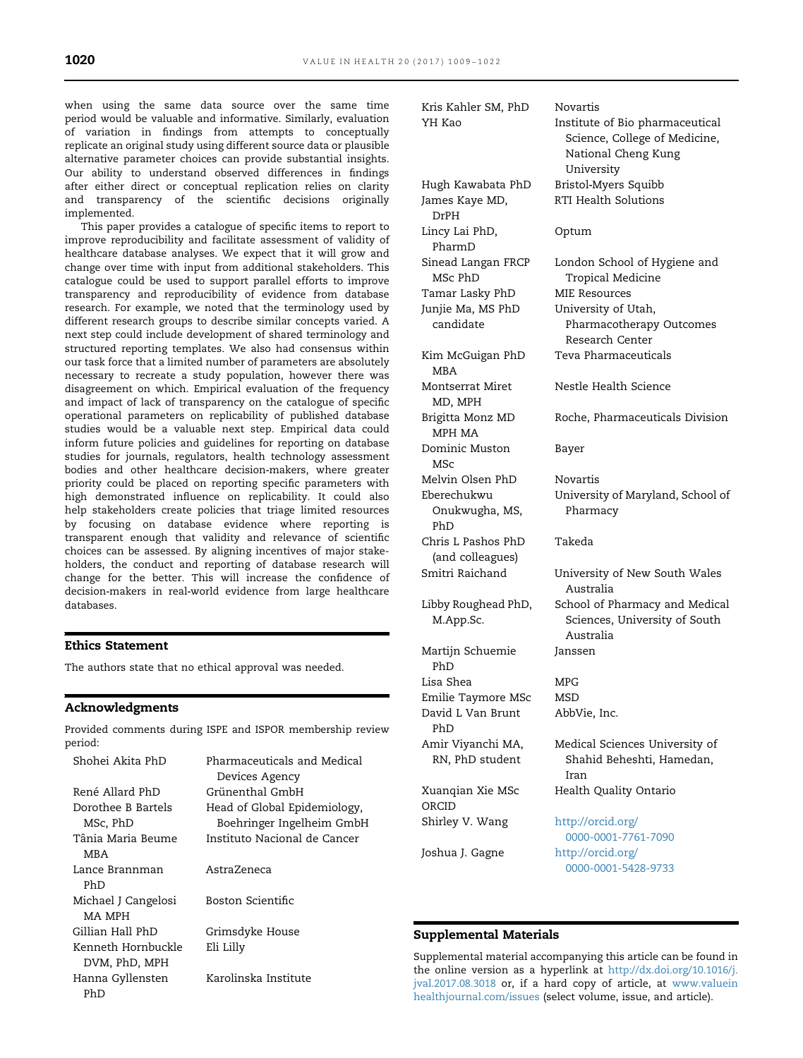when using the same data source over the same time period would be valuable and informative. Similarly, evaluation of variation in findings from attempts to conceptually replicate an original study using different source data or plausible alternative parameter choices can provide substantial insights. Our ability to understand observed differences in findings after either direct or conceptual replication relies on clarity and transparency of the scientific decisions originally implemented.

This paper provides a catalogue of specific items to report to improve reproducibility and facilitate assessment of validity of healthcare database analyses. We expect that it will grow and change over time with input from additional stakeholders. This catalogue could be used to support parallel efforts to improve transparency and reproducibility of evidence from database research. For example, we noted that the terminology used by different research groups to describe similar concepts varied. A next step could include development of shared terminology and structured reporting templates. We also had consensus within our task force that a limited number of parameters are absolutely necessary to recreate a study population, however there was disagreement on which. Empirical evaluation of the frequency and impact of lack of transparency on the catalogue of specific operational parameters on replicability of published database studies would be a valuable next step. Empirical data could inform future policies and guidelines for reporting on database studies for journals, regulators, health technology assessment bodies and other healthcare decision-makers, where greater priority could be placed on reporting specific parameters with high demonstrated influence on replicability. It could also help stakeholders create policies that triage limited resources by focusing on database evidence where reporting is transparent enough that validity and relevance of scientific choices can be assessed. By aligning incentives of major stakeholders, the conduct and reporting of database research will change for the better. This will increase the confidence of decision-makers in real-world evidence from large healthcare databases.

## Ethics Statement

The authors state that no ethical approval was needed.

## Acknowledgments

Provided comments during ISPE and ISPOR membership review period:

| | |
|---|---|
| Shohei Akita PhD | Pharmaceuticals and Medical Devices Agency |
| René Allard PhD | Grünenthal GmbH |
| Dorothee B Bartels MSc, PhD | Head of Global Epidemiology, Boehringer Ingelheim GmbH |
| Tânia Maria Beume MBA | Instituto Nacional de Cancer |
| Lance Brannman PhD | AstraZeneca |
| Michael J Cangelosi MA MPH | Boston Scientific |
| Gillian Hall PhD | Grimsdyke House |
| Kenneth Hornbuckle DVM, PhD, MPH | Eli Lilly |
| Hanna Gyllensten PhD | Karolinska Institute |
| Kris Kahler SM, PhD | Novartis |
| YH Kao | Institute of Bio pharmaceutical Science, College of Medicine, National Cheng Kung University |
| Hugh Kawabata PhD | Bristol-Myers Squibb |
| James Kaye MD, DrPH | RTI Health Solutions |
| Lincy Lai PhD, PharmD | Optum |
| Sinead Langan FRCP MSc PhD | London School of Hygiene and Tropical Medicine |
| Tamar Lasky PhD | MIE Resources |
| Junjie Ma, MS PhD candidate | University of Utah, Pharmacotherapy Outcomes Research Center |
| Kim McGuigan PhD MBA | Teva Pharmaceuticals |
| Montserrat Miret MD, MPH | Nestle Health Science |
| Brigitta Monz MD MPH MA | Roche, Pharmaceuticals Division |
| Dominic Muston MSc | Bayer |
| Melvin Olsen PhD | Novartis |
| Eberechukwu Onukwugha, MS, PhD | University of Maryland, School of Pharmacy |
| Chris L Pashos PhD (and colleagues) | Takeda |
| Smitri Raichand | University of New South Wales Australia |
| Libby Roughead PhD, M.App.Sc. | School of Pharmacy and Medical Sciences, University of South Australia |
| Martijn Schuemie PhD | Janssen |
| Lisa Shea | MPG |
| Emilie Taymore MSc | MSD |
| David L Van Brunt PhD | AbbVie, Inc. |
| Amir Viyanchi MA, RN, PhD student | Medical Sciences University of Shahid Beheshti, Hamedan, Iran |
| Xuanqian Xie MSc | Health Quality Ontario |

ORCID

| | |
|---|---|
| Shirley V. Wang | http://orcid.org/0000-0001-7761-7090 |
| Joshua J. Gagne | http://orcid.org/0000-0001-5428-9733 |

## Supplemental Materials

Supplemental material accompanying this article can be found in the online version as a hyperlink at http://dx.doi.org/10.1016/j.jval.2017.08.3018 or, if a hard copy of article, at www.valueinhealthjournal.com/issues (select volume, issue, and article).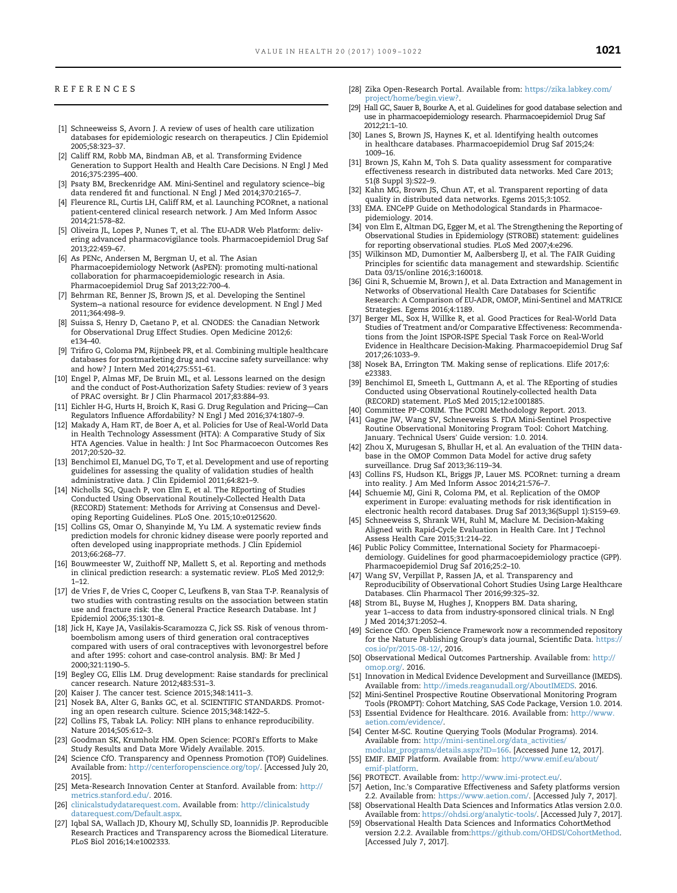## REFERENCES

[1] Schneeweiss S, Avorn J. A review of uses of health care utilization databases for epidemiologic research on therapeutics. J Clin Epidemiol 2005;58:323–37.

[2] Califf RM, Robb MA, Bindman AB, et al. Transforming Evidence Generation to Support Health and Health Care Decisions. N Engl J Med 2016;375:2395–400.

[3] Psaty BM, Breckenridge AM. Mini-Sentinel and regulatory science--big data rendered fit and functional. N Engl J Med 2014;370:2165–7.

[4] Fleurence RL, Curtis LH, Califf RM, et al. Launching PCORnet, a national patient-centered clinical research network. J Am Med Inform Assoc 2014;21:578–82.

[5] Oliveira JL, Lopes P, Nunes T, et al. The EU-ADR Web Platform: delivering advanced pharmacovigilance tools. Pharmacoepidemiol Drug Saf 2013;22:459–67.

[6] As PENc, Andersen M, Bergman U, et al. The Asian Pharmacoepidemiology Network (AsPEN): promoting multi-national collaboration for pharmacoepidemiologic research in Asia. Pharmacoepidemiol Drug Saf 2013;22:700–4.

[7] Behrman RE, Benner JS, Brown JS, et al. Developing the Sentinel System--a national resource for evidence development. N Engl J Med 2011;364:498–9.

[8] Suissa S, Henry D, Caetano P, et al. CNODES: the Canadian Network for Observational Drug Effect Studies. Open Medicine 2012;6: e134–40.

[9] Trifiro G, Coloma PM, Rijnbeek PR, et al. Combining multiple healthcare databases for postmarketing drug and vaccine safety surveillance: why and how? J Intern Med 2014;275:551–61.

[10] Engel P, Almas MF, De Bruin ML, et al. Lessons learned on the design and the conduct of Post-Authorization Safety Studies: review of 3 years of PRAC oversight. Br J Clin Pharmacol 2017;83:884–93.

[11] Eichler H-G, Hurts H, Broich K, Rasi G. Drug Regulation and Pricing—Can Regulators Influence Affordability? N Engl J Med 2016;374:1807–9.

[12] Makady A, Ham RT, de Boer A, et al. Policies for Use of Real-World Data in Health Technology Assessment (HTA): A Comparative Study of Six HTA Agencies. Value in health: J Int Soc Pharmacoecon Outcomes Res 2017;20:520–32.

[13] Benchimol EI, Manuel DG, To T, et al. Development and use of reporting guidelines for assessing the quality of validation studies of health administrative data. J Clin Epidemiol 2011;64:821–9.

[14] Nicholls SG, Quach P, von Elm E, et al. The REporting of Studies Conducted Using Observational Routinely-Collected Health Data (RECORD) Statement: Methods for Arriving at Consensus and Developing Reporting Guidelines. PLoS One. 2015;10:e0125620.

[15] Collins GS, Omar O, Shanyinde M, Yu LM. A systematic review finds prediction models for chronic kidney disease were poorly reported and often developed using inappropriate methods. J Clin Epidemiol 2013;66:268–77.

[16] Bouwmeester W, Zuithoff NP, Mallett S, et al. Reporting and methods in clinical prediction research: a systematic review. PLoS Med 2012;9: 1–12.

[17] de Vries F, de Vries C, Cooper C, Leufkens B, van Staa T-P. Reanalysis of two studies with contrasting results on the association between statin use and fracture risk: the General Practice Research Database. Int J Epidemiol 2006;35:1301–8.

[18] Jick H, Kaye JA, Vasilakis-Scaramozza C, Jick SS. Risk of venous thromboembolism among users of third generation oral contraceptives compared with users of oral contraceptives with levonorgestrel before and after 1995: cohort and case-control analysis. BMJ: Br Med J 2000;321:1190–5.

[19] Begley CG, Ellis LM. Drug development: Raise standards for preclinical cancer research. Nature 2012;483:531–3.

[20] Kaiser J. The cancer test. Science 2015;348:1411–3.

[21] Nosek BA, Alter G, Banks GC, et al. SCIENTIFIC STANDARDS. Promoting an open research culture. Science 2015;348:1422–5.

[22] Collins FS, Tabak LA. Policy: NIH plans to enhance reproducibility. Nature 2014;505:612–3.

[23] Goodman SK, Krumholz HM. Open Science: PCORI's Efforts to Make Study Results and Data More Widely Available. 2015.

[24] Science CfO. Transparency and Openness Promotion (TOP) Guidelines. Available from: http://centerforopenscience.org/top/. [Accessed July 20, 2015].

[25] Meta-Research Innovation Center at Stanford. Available from: http://metrics.stanford.edu/. 2016.

[26] clinicalstudydatarequest.com. Available from: http://clinicalstudydatarequest.com/Default.aspx.

[27] Iqbal SA, Wallach JD, Khoury MJ, Schully SD, Ioannidis JP. Reproducible Research Practices and Transparency across the Biomedical Literature. PLoS Biol 2016;14:e1002333.

[28] Zika Open-Research Portal. Available from: https://zika.labkey.com/project/home/begin.view?.

[29] Hall GC, Sauer B, Bourke A, et al. Guidelines for good database selection and use in pharmacoepidemiology research. Pharmacoepidemiol Drug Saf 2012;21:1–10.

[30] Lanes S, Brown JS, Haynes K, et al. Identifying health outcomes in healthcare databases. Pharmacoepidemiol Drug Saf 2015;24: 1009–16.

[31] Brown JS, Kahn M, Toh S. Data quality assessment for comparative effectiveness research in distributed data networks. Med Care 2013; 51(8 Suppl 3):S22–9.

[32] Kahn MG, Brown JS, Chun AT, et al. Transparent reporting of data quality in distributed data networks. Egems 2015;3:1052.

[33] EMA. ENCePP Guide on Methodological Standards in Pharmacoepidemiology. 2014.

[34] von Elm E, Altman DG, Egger M, et al. The Strengthening the Reporting of Observational Studies in Epidemiology (STROBE) statement: guidelines for reporting observational studies. PLoS Med 2007;4:e296.

[35] Wilkinson MD, Dumontier M, Aalbersberg IJ, et al. The FAIR Guiding Principles for scientific data management and stewardship. Scientific Data 03/15/online 2016;3:160018.

[36] Gini R, Schuemie M, Brown J, et al. Data Extraction and Management in Networks of Observational Health Care Databases for Scientific Research: A Comparison of EU-ADR, OMOP, Mini-Sentinel and MATRICE Strategies. Egems 2016;4:1189.

[37] Berger ML, Sox H, Willke R, et al. Good Practices for Real-World Data Studies of Treatment and/or Comparative Effectiveness: Recommendations from the Joint ISPOR-ISPE Special Task Force on Real-World Evidence in Healthcare Decision-Making. Pharmacoepidemiol Drug Saf 2017;26:1033–9.

[38] Nosek BA, Errington TM. Making sense of replications. Elife 2017;6: e23383.

[39] Benchimol EI, Smeeth L, Guttmann A, et al. The REporting of studies Conducted using Observational Routinely-collected health Data (RECORD) statement. PLoS Med 2015;12:e1001885.

[40] Committee PP-CORIM. The PCORI Methodology Report. 2013.

[41] Gagne JW, Wang SV, Schneeweiss S. FDA Mini-Sentinel Prospective Routine Observational Monitoring Program Tool: Cohort Matching. January. Technical Users' Guide version: 1.0. 2014.

[42] Zhou X, Murugesan S, Bhullar H, et al. An evaluation of the THIN database in the OMOP Common Data Model for active drug safety surveillance. Drug Saf 2013;36:119–34.

[43] Collins FS, Hudson KL, Briggs JP, Lauer MS. PCORnet: turning a dream into reality. J Am Med Inform Assoc 2014;21:576–7.

[44] Schuemie MJ, Gini R, Coloma PM, et al. Replication of the OMOP experiment in Europe: evaluating methods for risk identification in electronic health record databases. Drug Saf 2013;36(Suppl 1):S159–69.

[45] Schneeweiss S, Shrank WH, Ruhl M, Maclure M. Decision-Making Aligned with Rapid-Cycle Evaluation in Health Care. Int J Technol Assess Health Care 2015;31:214–22.

[46] Public Policy Committee, International Society for Pharmacoepidemiology. Guidelines for good pharmacoepidemiology practice (GPP). Pharmacoepidemiol Drug Saf 2016;25:2–10.

[47] Wang SV, Verpillat P, Rassen JA, et al. Transparency and Reproducibility of Observational Cohort Studies Using Large Healthcare Databases. Clin Pharmacol Ther 2016;99:325–32.

[48] Strom BL, Buyse M, Hughes J, Knoppers BM. Data sharing, year 1–access to data from industry-sponsored clinical trials. N Engl J Med 2014;371:2052–4.

[49] Science CfO. Open Science Framework now a recommended repository for the Nature Publishing Group's data journal, Scientific Data. https://cos.io/pr/2015-08-12/, 2016.

[50] Observational Medical Outcomes Partnership. Available from: http://omop.org/. 2016.

[51] Innovation in Medical Evidence Development and Surveillance (IMEDS). Available from: http://imeds.reaganudall.org/AboutIMEDS. 2016.

[52] Mini-Sentinel Prospective Routine Observational Monitoring Program Tools (PROMPT): Cohort Matching, SAS Code Package, Version 1.0. 2014.

[53] Essential Evidence for Healthcare. 2016. Available from: http://www.aetion.com/evidence/.

[54] Center M-SC. Routine Querying Tools (Modular Programs). 2014. Available from: http://mini-sentinel.org/data_activities/modular_programs/details.aspx?ID=166. [Accessed June 12, 2017].

[55] EMIF. EMIF Platform. Available from: http://www.emif.eu/about/emif-platform.

[56] PROTECT. Available from: http://www.imi-protect.eu/.

[57] Aetion, Inc.'s Comparative Effectiveness and Safety platforms version 2.2. Available from: https://www.aetion.com/. [Accessed July 7, 2017].

[58] Observational Health Data Sciences and Informatics Atlas version 2.0.0. Available from: https://ohdsi.org/analytic-tools/. [Accessed July 7, 2017].

[59] Observational Health Data Sciences and Informatics CohortMethod version 2.2.2. Available from:https://github.com/OHDSI/CohortMethod. [Accessed July 7, 2017].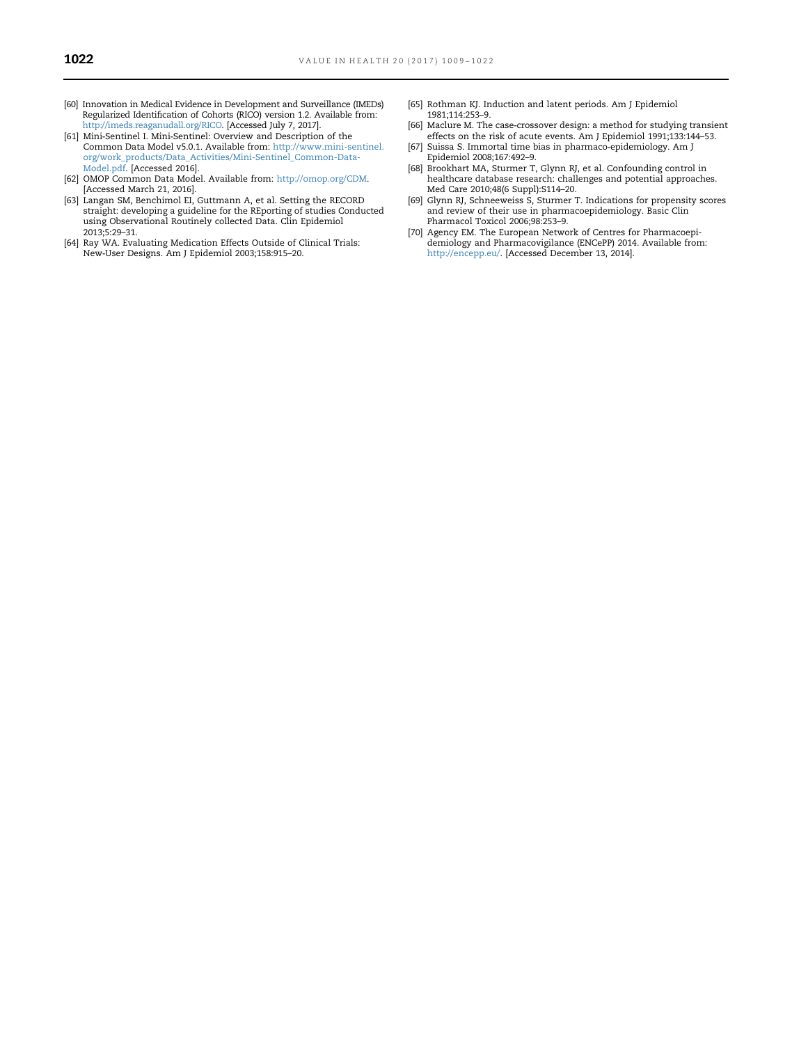[60] Innovation in Medical Evidence in Development and Surveillance (IMEDs) Regularized Identification of Cohorts (RICO) version 1.2. Available from: http://imeds.reaganudall.org/RICO. [Accessed July 7, 2017].

[61] Mini-Sentinel I. Mini-Sentinel: Overview and Description of the Common Data Model v5.0.1. Available from: http://www.mini-sentinel.org/work_products/Data_Activities/Mini-Sentinel_Common-Data-Model.pdf. [Accessed 2016].

[62] OMOP Common Data Model. Available from: http://omop.org/CDM. [Accessed March 21, 2016].

[63] Langan SM, Benchimol EI, Guttmann A, et al. Setting the RECORD straight: developing a guideline for the REporting of studies Conducted using Observational Routinely collected Data. Clin Epidemiol 2013;5:29–31.

[64] Ray WA. Evaluating Medication Effects Outside of Clinical Trials: New-User Designs. Am J Epidemiol 2003;158:915–20.

[65] Rothman KJ. Induction and latent periods. Am J Epidemiol 1981;114:253–9.

[66] Maclure M. The case-crossover design: a method for studying transient effects on the risk of acute events. Am J Epidemiol 1991;133:144–53.

[67] Suissa S. Immortal time bias in pharmaco-epidemiology. Am J Epidemiol 2008;167:492–9.

[68] Brookhart MA, Sturmer T, Glynn RJ, et al. Confounding control in healthcare database research: challenges and potential approaches. Med Care 2010;48(6 Suppl):S114–20.

[69] Glynn RJ, Schneeweiss S, Sturmer T. Indications for propensity scores and review of their use in pharmacoepidemiology. Basic Clin Pharmacol Toxicol 2006;98:253–9.

[70] Agency EM. The European Network of Centres for Pharmacoepidemiology and Pharmacovigilance (ENCePP) 2014. Available from: http://encepp.eu/. [Accessed December 13, 2014].